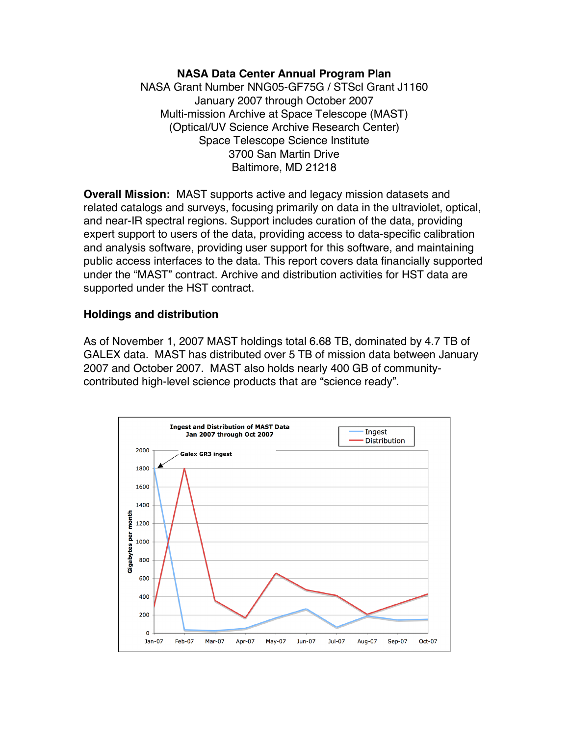**NASA Data Center Annual Program Plan**
NASA Grant Number NNG05-GF75G / STScI Grant J1160
January 2007 through October 2007
Multi-mission Archive at Space Telescope (MAST)
(Optical/UV Science Archive Research Center)
Space Telescope Science Institute
3700 San Martin Drive
Baltimore, MD 21218

**Overall Mission:** MAST supports active and legacy mission datasets and related catalogs and surveys, focusing primarily on data in the ultraviolet, optical, and near-IR spectral regions. Support includes curation of the data, providing expert support to users of the data, providing access to data-specific calibration and analysis software, providing user support for this software, and maintaining public access interfaces to the data. This report covers data financially supported under the "MAST" contract. Archive and distribution activities for HST data are supported under the HST contract.

## Holdings and distribution

As of November 1, 2007 MAST holdings total 6.68 TB, dominated by 4.7 TB of GALEX data. MAST has distributed over 5 TB of mission data between January 2007 and October 2007. MAST also holds nearly 400 GB of community-contributed high-level science products that are "science ready".

**Ingest and Distribution of MAST Data**
**Jan 2007 through Oct 2007**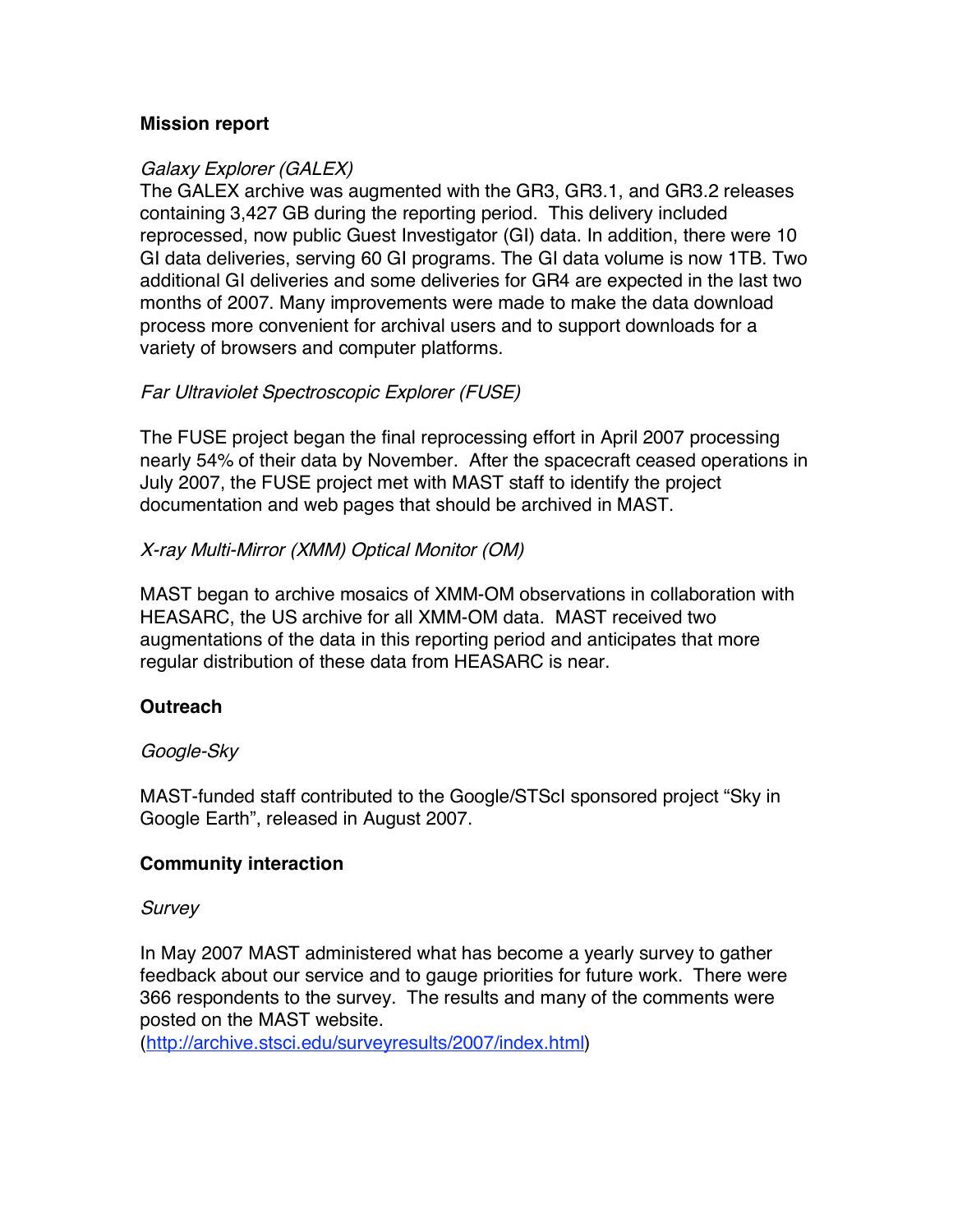## Mission report

*Galaxy Explorer (GALEX)*

The GALEX archive was augmented with the GR3, GR3.1, and GR3.2 releases containing 3,427 GB during the reporting period. This delivery included reprocessed, now public Guest Investigator (GI) data. In addition, there were 10 GI data deliveries, serving 60 GI programs. The GI data volume is now 1TB. Two additional GI deliveries and some deliveries for GR4 are expected in the last two months of 2007. Many improvements were made to make the data download process more convenient for archival users and to support downloads for a variety of browsers and computer platforms.

*Far Ultraviolet Spectroscopic Explorer (FUSE)*

The FUSE project began the final reprocessing effort in April 2007 processing nearly 54% of their data by November. After the spacecraft ceased operations in July 2007, the FUSE project met with MAST staff to identify the project documentation and web pages that should be archived in MAST.

*X-ray Multi-Mirror (XMM) Optical Monitor (OM)*

MAST began to archive mosaics of XMM-OM observations in collaboration with HEASARC, the US archive for all XMM-OM data. MAST received two augmentations of the data in this reporting period and anticipates that more regular distribution of these data from HEASARC is near.

## Outreach

*Google-Sky*

MAST-funded staff contributed to the Google/STScI sponsored project "Sky in Google Earth", released in August 2007.

## Community interaction

*Survey*

In May 2007 MAST administered what has become a yearly survey to gather feedback about our service and to gauge priorities for future work. There were 366 respondents to the survey. The results and many of the comments were posted on the MAST website.
(http://archive.stsci.edu/surveyresults/2007/index.html)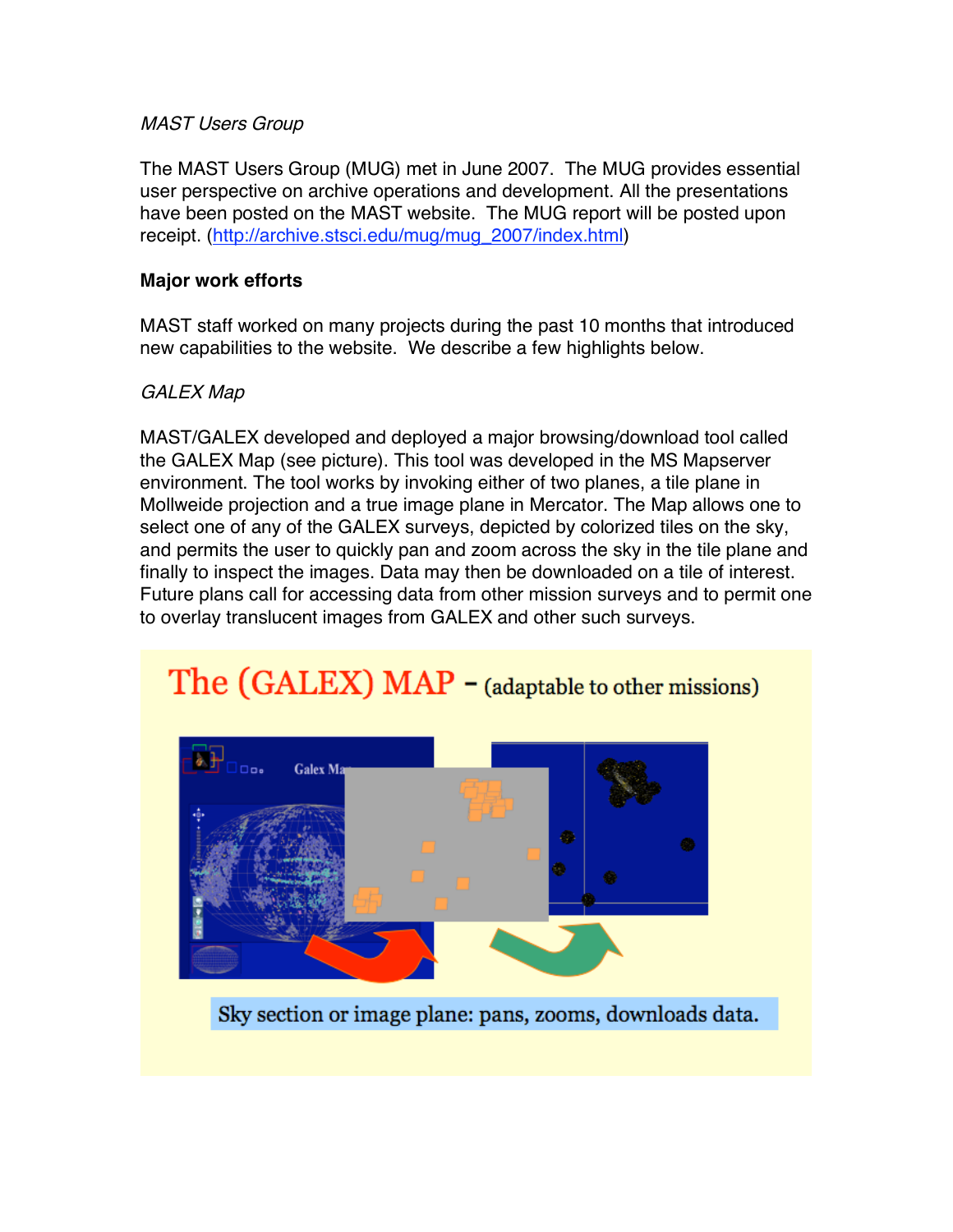*MAST Users Group*

The MAST Users Group (MUG) met in June 2007. The MUG provides essential user perspective on archive operations and development. All the presentations have been posted on the MAST website. The MUG report will be posted upon receipt. (http://archive.stsci.edu/mug/mug_2007/index.html)

**Major work efforts**

MAST staff worked on many projects during the past 10 months that introduced new capabilities to the website. We describe a few highlights below.

*GALEX Map*

MAST/GALEX developed and deployed a major browsing/download tool called the GALEX Map (see picture). This tool was developed in the MS Mapserver environment. The tool works by invoking either of two planes, a tile plane in Mollweide projection and a true image plane in Mercator. The Map allows one to select one of any of the GALEX surveys, depicted by colorized tiles on the sky, and permits the user to quickly pan and zoom across the sky in the tile plane and finally to inspect the images. Data may then be downloaded on a tile of interest. Future plans call for accessing data from other mission surveys and to permit one to overlay translucent images from GALEX and other such surveys.

The (GALEX) MAP - (adaptable to other missions)

Sky section or image plane: pans, zooms, downloads data.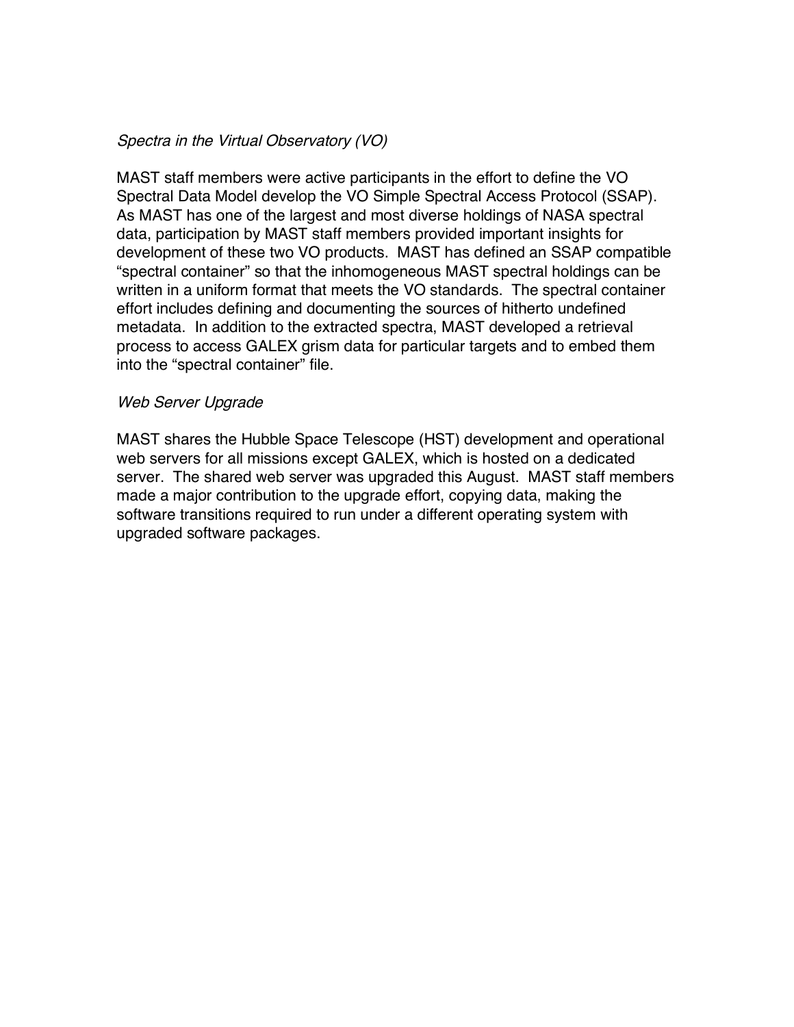*Spectra in the Virtual Observatory (VO)*

MAST staff members were active participants in the effort to define the VO Spectral Data Model develop the VO Simple Spectral Access Protocol (SSAP). As MAST has one of the largest and most diverse holdings of NASA spectral data, participation by MAST staff members provided important insights for development of these two VO products. MAST has defined an SSAP compatible “spectral container” so that the inhomogeneous MAST spectral holdings can be written in a uniform format that meets the VO standards. The spectral container effort includes defining and documenting the sources of hitherto undefined metadata. In addition to the extracted spectra, MAST developed a retrieval process to access GALEX grism data for particular targets and to embed them into the “spectral container” file.

*Web Server Upgrade*

MAST shares the Hubble Space Telescope (HST) development and operational web servers for all missions except GALEX, which is hosted on a dedicated server. The shared web server was upgraded this August. MAST staff members made a major contribution to the upgrade effort, copying data, making the software transitions required to run under a different operating system with upgraded software packages.